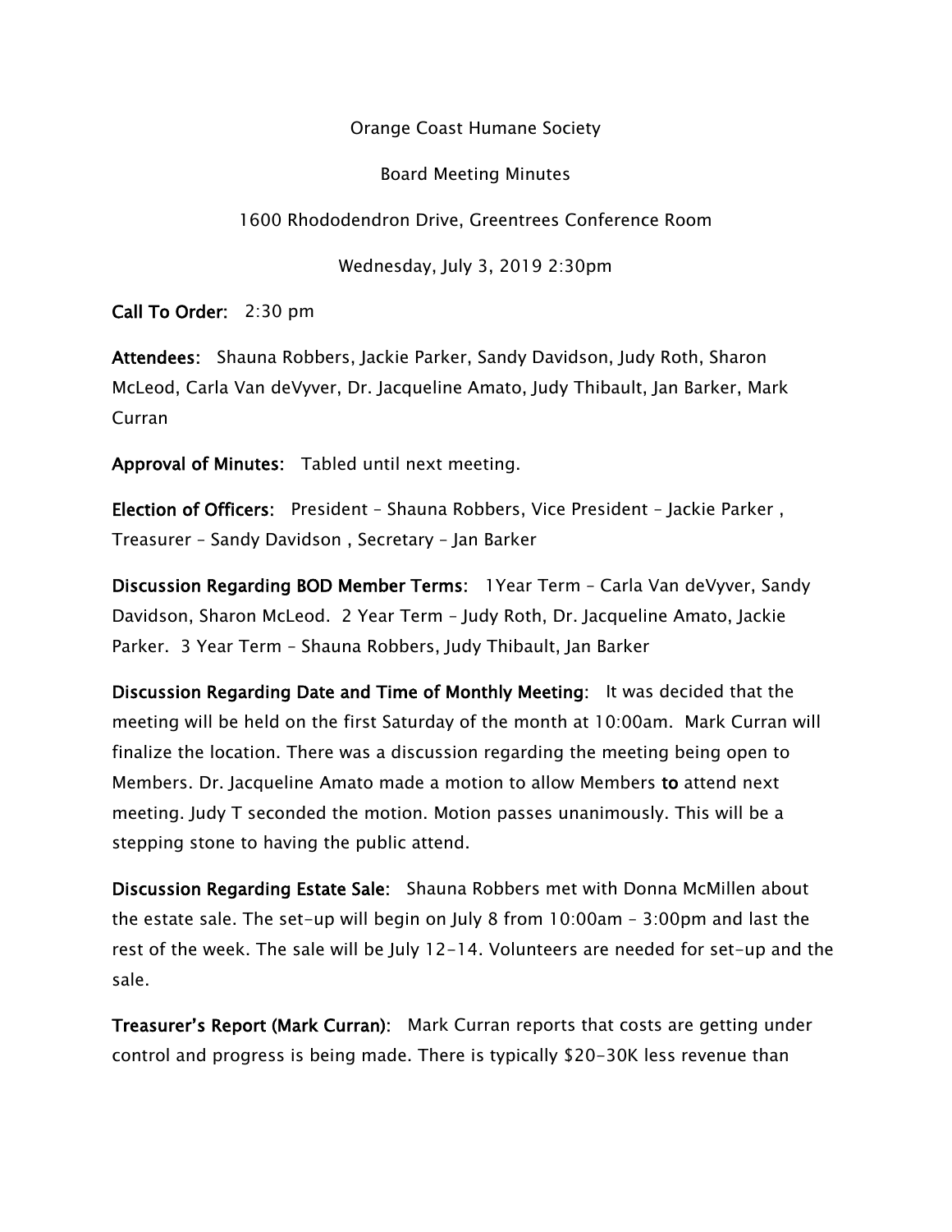Orange Coast Humane Society

Board Meeting Minutes

1600 Rhododendron Drive, Greentrees Conference Room

Wednesday, July 3, 2019 2:30pm

**Call To Order:** 2:30 pm

**Attendees:** Shauna Robbers, Jackie Parker, Sandy Davidson, Judy Roth, Sharon McLeod, Carla Van deVyver, Dr. Jacqueline Amato, Judy Thibault, Jan Barker, Mark Curran

**Approval of Minutes:** Tabled until next meeting.

**Election of Officers:** President – Shauna Robbers, Vice President – Jackie Parker , Treasurer – Sandy Davidson , Secretary – Jan Barker

**Discussion Regarding BOD Member Terms:** 1Year Term – Carla Van deVyver, Sandy Davidson, Sharon McLeod. 2 Year Term – Judy Roth, Dr. Jacqueline Amato, Jackie Parker. 3 Year Term – Shauna Robbers, Judy Thibault, Jan Barker

**Discussion Regarding Date and Time of Monthly Meeting:** It was decided that the meeting will be held on the first Saturday of the month at 10:00am. Mark Curran will finalize the location. There was a discussion regarding the meeting being open to Members. Dr. Jacqueline Amato made a motion to allow Members **to** attend next meeting. Judy T seconded the motion. Motion passes unanimously. This will be a stepping stone to having the public attend.

**Discussion Regarding Estate Sale:** Shauna Robbers met with Donna McMillen about the estate sale. The set-up will begin on July 8 from 10:00am – 3:00pm and last the rest of the week. The sale will be July 12-14. Volunteers are needed for set-up and the sale.

**Treasurer's Report (Mark Curran):** Mark Curran reports that costs are getting under control and progress is being made. There is typically $20-30K less revenue than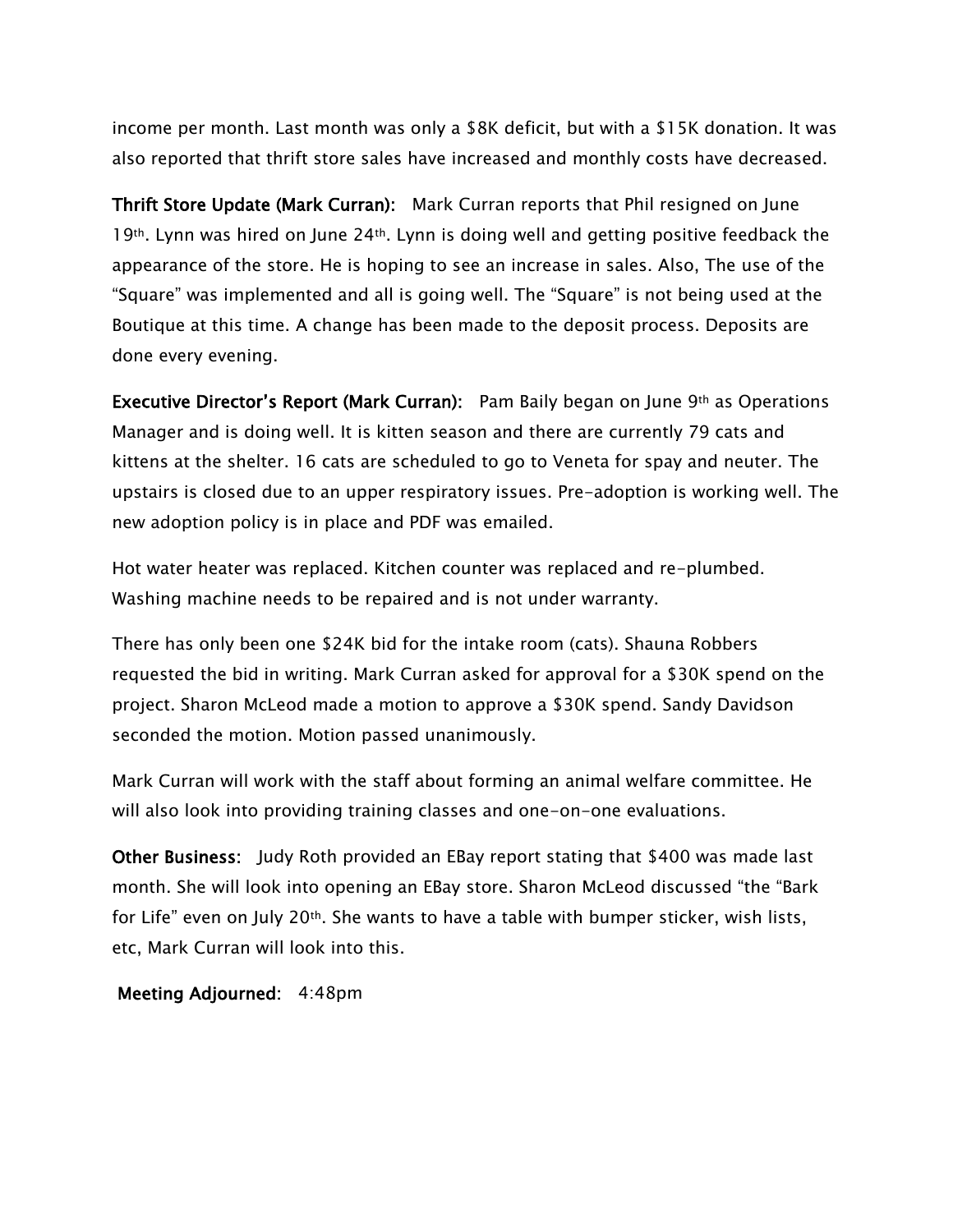income per month. Last month was only a $8K deficit, but with a $15K donation. It was also reported that thrift store sales have increased and monthly costs have decreased.

**Thrift Store Update (Mark Curran):** Mark Curran reports that Phil resigned on June 19th. Lynn was hired on June 24th. Lynn is doing well and getting positive feedback the appearance of the store. He is hoping to see an increase in sales. Also, The use of the "Square" was implemented and all is going well. The "Square" is not being used at the Boutique at this time. A change has been made to the deposit process. Deposits are done every evening.

**Executive Director's Report (Mark Curran):** Pam Baily began on June 9th as Operations Manager and is doing well. It is kitten season and there are currently 79 cats and kittens at the shelter. 16 cats are scheduled to go to Veneta for spay and neuter. The upstairs is closed due to an upper respiratory issues. Pre-adoption is working well. The new adoption policy is in place and PDF was emailed.

Hot water heater was replaced. Kitchen counter was replaced and re-plumbed. Washing machine needs to be repaired and is not under warranty.

There has only been one $24K bid for the intake room (cats). Shauna Robbers requested the bid in writing. Mark Curran asked for approval for a $30K spend on the project. Sharon McLeod made a motion to approve a $30K spend. Sandy Davidson seconded the motion. Motion passed unanimously.

Mark Curran will work with the staff about forming an animal welfare committee. He will also look into providing training classes and one-on-one evaluations.

**Other Business:** Judy Roth provided an EBay report stating that $400 was made last month. She will look into opening an EBay store. Sharon McLeod discussed "the "Bark for Life" even on July 20th. She wants to have a table with bumper sticker, wish lists, etc, Mark Curran will look into this.

**Meeting Adjourned:** 4:48pm